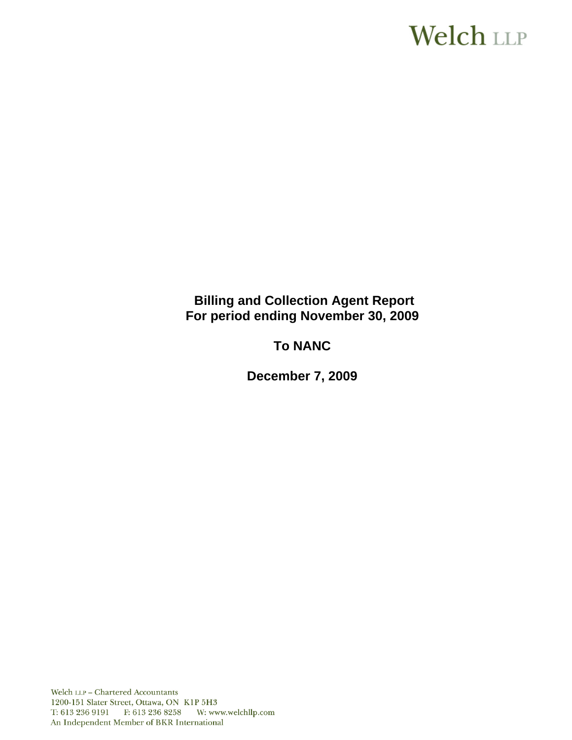Welch LLP

**Billing and Collection Agent Report**
**For period ending November 30, 2009**

**To NANC**

**December 7, 2009**

Welch LLP – Chartered Accountants
1200-151 Slater Street, Ottawa, ON K1P 5H3
T: 613 236 9191 F: 613 236 8258 W: www.welchllp.com
An Independent Member of BKR International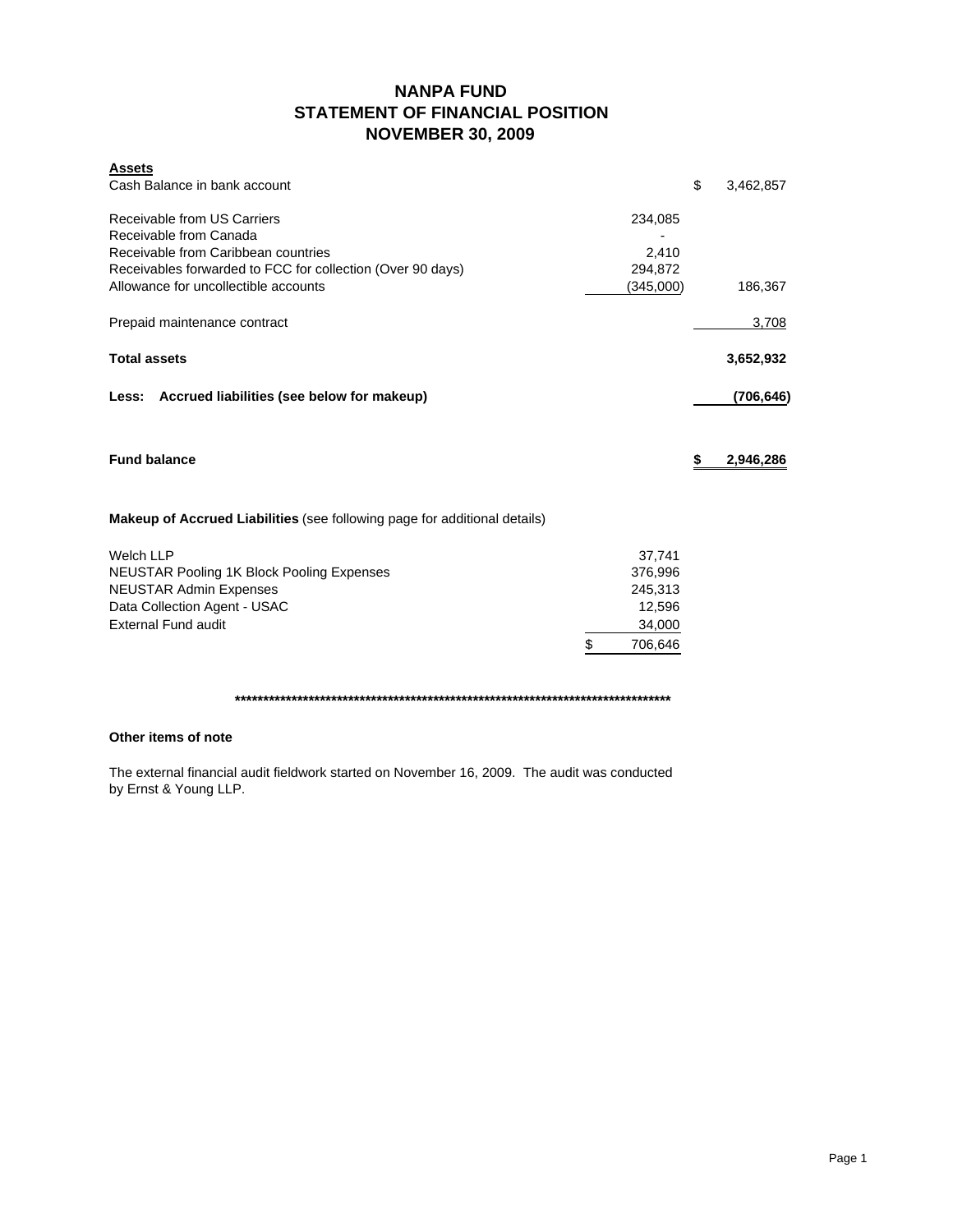# NANPA FUND
## STATEMENT OF FINANCIAL POSITION
## NOVEMBER 30, 2009

| **Assets** | | |
|---|---|---|
| Cash Balance in bank account | | $ 3,462,857 |
| | | |
| Receivable from US Carriers | 234,085 | |
| Receivable from Canada | - | |
| Receivable from Caribbean countries | 2,410 | |
| Receivables forwarded to FCC for collection (Over 90 days) | 294,872 | |
| Allowance for uncollectible accounts | (345,000) | 186,367 |
| | | |
| Prepaid maintenance contract | | 3,708 |
| | | |
| **Total assets** | | **3,652,932** |
| | | |
| **Less: Accrued liabilities (see below for makeup)** | | **(706,646)** |
| | | |
| **Fund balance** | | **$ 2,946,286** |

**Makeup of Accrued Liabilities** (see following page for additional details)

| | |
|---|---|
| Welch LLP | 37,741 |
| NEUSTAR Pooling 1K Block Pooling Expenses | 376,996 |
| NEUSTAR Admin Expenses | 245,313 |
| Data Collection Agent - USAC | 12,596 |
| External Fund audit | 34,000 |
| | $ 706,646 |

********************************************************************************

**Other items of note**

The external financial audit fieldwork started on November 16, 2009. The audit was conducted by Ernst & Young LLP.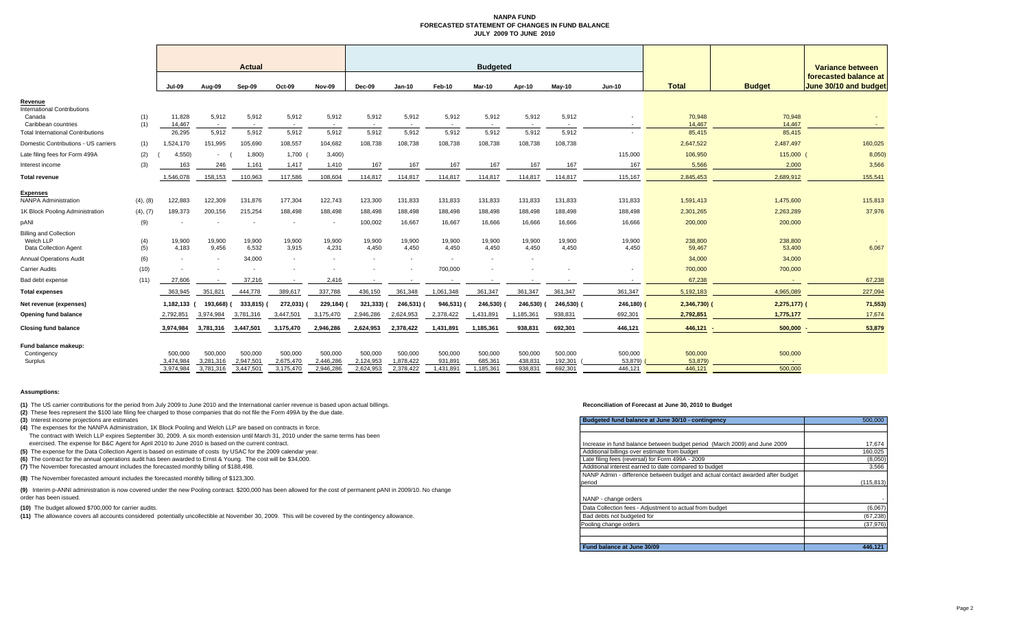# NANPA FUND
## FORECASTED STATEMENT OF CHANGES IN FUND BALANCE
### JULY 2009 TO JUNE 2010

| | | Actual | | | | | Budgeted | | | | | | | | | Variance between forecasted balance at June 30/10 and budget |
|---|---|---|---|---|---|---|---|---|---|---|---|---|---|---|---|---|
| | | Jul-09 | Aug-09 | Sep-09 | Oct-09 | Nov-09 | Dec-09 | Jan-10 | Feb-10 | Mar-10 | Apr-10 | May-10 | Jun-10 | Total | Budget | |
| **Revenue** | | | | | | | | | | | | | | | | |
| International Contributions | | | | | | | | | | | | | | | | |
| Canada | (1) | 11,828 | 5,912 | 5,912 | 5,912 | 5,912 | 5,912 | 5,912 | 5,912 | 5,912 | 5,912 | 5,912 | - | 70,948 | 70,948 | - |
| Caribbean countries | (1) | 14,467 | - | - | - | - | - | - | - | - | - | - | - | 14,467 | 14,467 | - |
| Total International Contributions | | 26,295 | 5,912 | 5,912 | 5,912 | 5,912 | 5,912 | 5,912 | 5,912 | 5,912 | 5,912 | 5,912 | - | 85,415 | 85,415 | |
| Domestic Contributions - US carriers | (1) | 1,524,170 | 151,995 | 105,690 | 108,557 | 104,682 | 108,738 | 108,738 | 108,738 | 108,738 | 108,738 | 108,738 | | 2,647,522 | 2,487,497 | 160,025 |
| Late filing fees for Form 499A | (2) | (4,550) | - | (1,800) | 1,700 | (3,400) | | | | | | | 115,000 | 106,950 | 115,000 | (8,050) |
| Interest income | (3) | 163 | 246 | 1,161 | 1,417 | 1,410 | 167 | 167 | 167 | 167 | 167 | 167 | 167 | 5,566 | 2,000 | 3,566 |
| **Total revenue** | | 1,546,078 | 158,153 | 110,963 | 117,586 | 108,604 | 114,817 | 114,817 | 114,817 | 114,817 | 114,817 | 114,817 | 115,167 | 2,845,453 | 2,689,912 | 155,541 |
| **Expenses** | | | | | | | | | | | | | | | | |
| NANPA Administration | (4), (8) | 122,883 | 122,309 | 131,876 | 177,304 | 122,743 | 123,300 | 131,833 | 131,833 | 131,833 | 131,833 | 131,833 | 131,833 | 1,591,413 | 1,475,600 | 115,813 |
| 1K Block Pooling Administration | (4), (7) | 189,373 | 200,156 | 215,254 | 188,498 | 188,498 | 188,498 | 188,498 | 188,498 | 188,498 | 188,498 | 188,498 | 188,498 | 2,301,265 | 2,263,289 | 37,976 |
| pANI | (9) | - | - | - | - | - | 100,002 | 16,667 | 16,667 | 16,666 | 16,666 | 16,666 | 16,666 | 200,000 | 200,000 | |
| Billing and Collection | | | | | | | | | | | | | | | | |
| Welch LLP | (4) | 19,900 | 19,900 | 19,900 | 19,900 | 19,900 | 19,900 | 19,900 | 19,900 | 19,900 | 19,900 | 19,900 | 19,900 | 238,800 | 238,800 | - |
| Data Collection Agent | (5) | 4,183 | 9,456 | 6,532 | 3,915 | 4,231 | 4,450 | 4,450 | 4,450 | 4,450 | 4,450 | 4,450 | 4,450 | 59,467 | 53,400 | 6,067 |
| Annual Operations Audit | (6) | - | - | 34,000 | - | - | - | - | - | - | - | | | 34,000 | 34,000 | |
| Carrier Audits | (10) | - | - | - | - | - | - | - | 700,000 | - | - | - | - | 700,000 | 700,000 | |
| Bad debt expense | (11) | 27,606 | - | 37,216 | - | 2,416 | - | - | - | - | - | - | - | 67,238 | - | 67,238 |
| **Total expenses** | | 363,945 | 351,821 | 444,778 | 389,617 | 337,788 | 436,150 | 361,348 | 1,061,348 | 361,347 | 361,347 | 361,347 | 361,347 | 5,192,183 | 4,965,089 | 227,094 |
| **Net revenue (expenses)** | | 1,182,133 | (193,668) | (333,815) | (272,031) | (229,184) | (321,333) | (246,531) | (946,531) | (246,530) | (246,530) | (246,530) | (246,180) | (2,346,730) | (2,275,177) | (71,553) |
| **Opening fund balance** | | 2,792,851 | 3,974,984 | 3,781,316 | 3,447,501 | 3,175,470 | 2,946,286 | 2,624,953 | 2,378,422 | 1,431,891 | 1,185,361 | 938,831 | 692,301 | 2,792,851 | 1,775,177 | 17,674 |
| **Closing fund balance** | | 3,974,984 | 3,781,316 | 3,447,501 | 3,175,470 | 2,946,286 | 2,624,953 | 2,378,422 | 1,431,891 | 1,185,361 | 938,831 | 692,301 | 446,121 | 446,121 | 500,000 | 53,879 |
| **Fund balance makeup:** | | | | | | | | | | | | | | | | |
| Contingency | | 500,000 | 500,000 | 500,000 | 500,000 | 500,000 | 500,000 | 500,000 | 500,000 | 500,000 | 500,000 | 500,000 | 500,000 | 500,000 | 500,000 | |
| Surplus | | 3,474,984 | 3,281,316 | 2,947,501 | 2,675,470 | 2,446,286 | 2,124,953 | 1,878,422 | 931,891 | 685,361 | 438,831 | 192,301 | (53,879) | (53,879) | - | |
| | | 3,974,984 | 3,781,316 | 3,447,501 | 3,175,470 | 2,946,286 | 2,624,953 | 2,378,422 | 1,431,891 | 1,185,361 | 938,831 | 692,301 | 446,121 | 446,121 | 500,000 | |

**Assumptions:**

**(1)** The US carrier contributions for the period from July 2009 to June 2010 and the International carrier revenue is based upon actual billings.

**(2)** These fees represent the $100 late filing fee charged to those companies that do not file the Form 499A by the due date.

**(3)** Interest income projections are estimates

**(4)** The expenses for the NANPA Administration, 1K Block Pooling and Welch LLP are based on contracts in force.
The contract with Welch LLP expires September 30, 2009. A six month extension until March 31, 2010 under the same terms has been exercised. The expense for B&C Agent for April 2010 to June 2010 is based on the current contract.

**(5)** The expense for the Data Collection Agent is based on estimate of costs by USAC for the 2009 calendar year.

**(6)** The contract for the annual operations audit has been awarded to Ernst & Young. The cost will be $34,000.

**(7)** The November forecasted amount includes the forecasted monthly billing of $188,498.

**(8)** The November forecasted amount includes the forecasted monthly billing of $123,300.

**(9)** Interim p-ANNI administration is now covered under the new Pooling contract. $200,000 has been allowed for the cost of permanent pANI in 2009/10. No change order has been issued.

**(10)** The budget allowed $700,000 for carrier audits.

**(11)** The allowance covers all accounts considered potentially uncollectible at November 30, 2009. This will be covered by the contingency allowance.

**Reconciliation of Forecast at June 30, 2010 to Budget**

| Budgeted fund balance at June 30/10 - contingency | 500,000 |
|---|---|
| | |
| Increase in fund balance between budget period (March 2009) and June 2009 | 17,674 |
| Additional billings over estimate from budget | 160,025 |
| Late filing fees (reversal) for Form 499A - 2009 | (8,050) |
| Additional interest earned to date compared to budget | 3,566 |
| NANP Admin - difference between budget and actual contact awarded after budget period | (115,813) |
| NANP Admin - change orders | - |
| Data Collection fees - Adjustment to actual from budget | (6,067) |
| Bad debts not budgeted for | (67,238) |
| Pooling change orders | (37,976) |
| | |
| **Fund balance at June 30/09** | **446,121** |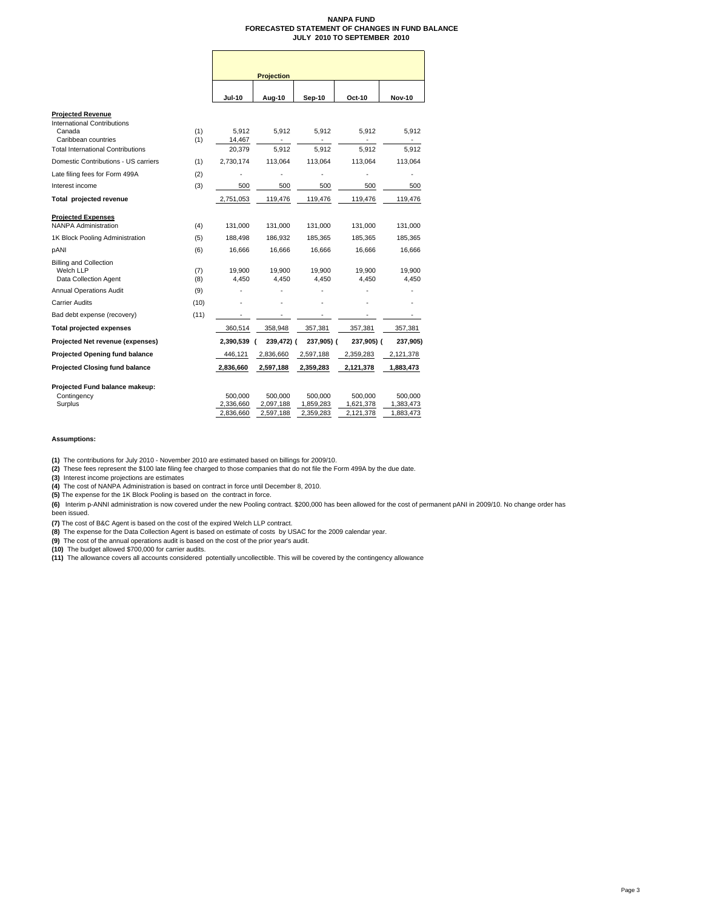# NANPA FUND
## FORECASTED STATEMENT OF CHANGES IN FUND BALANCE
### JULY 2010 TO SEPTEMBER 2010

| | | Projection | | | | |
|---|---|---|---|---|---|---|
| | | Jul-10 | Aug-10 | Sep-10 | Oct-10 | Nov-10 |
| **Projected Revenue** | | | | | | |
| International Contributions | | | | | | |
| Canada | (1) | 5,912 | 5,912 | 5,912 | 5,912 | 5,912 |
| Caribbean countries | (1) | 14,467 | - | - | - | - |
| Total International Contributions | | 20,379 | 5,912 | 5,912 | 5,912 | 5,912 |
| Domestic Contributions - US carriers | (1) | 2,730,174 | 113,064 | 113,064 | 113,064 | 113,064 |
| Late filing fees for Form 499A | (2) | - | - | - | - | - |
| Interest income | (3) | 500 | 500 | 500 | 500 | 500 |
| **Total projected revenue** | | 2,751,053 | 119,476 | 119,476 | 119,476 | 119,476 |
| **Projected Expenses** | | | | | | |
| NANPA Administration | (4) | 131,000 | 131,000 | 131,000 | 131,000 | 131,000 |
| 1K Block Pooling Administration | (5) | 188,498 | 186,932 | 185,365 | 185,365 | 185,365 |
| pANI | (6) | 16,666 | 16,666 | 16,666 | 16,666 | 16,666 |
| Billing and Collection | | | | | | |
| Welch LLP | (7) | 19,900 | 19,900 | 19,900 | 19,900 | 19,900 |
| Data Collection Agent | (8) | 4,450 | 4,450 | 4,450 | 4,450 | 4,450 |
| Annual Operations Audit | (9) | - | - | - | - | - |
| Carrier Audits | (10) | - | - | - | - | - |
| Bad debt expense (recovery) | (11) | - | - | - | - | - |
| **Total projected expenses** | | 360,514 | 358,948 | 357,381 | 357,381 | 357,381 |
| **Projected Net revenue (expenses)** | | 2,390,539 | (239,472) | (237,905) | (237,905) | (237,905) |
| **Projected Opening fund balance** | | 446,121 | 2,836,660 | 2,597,188 | 2,359,283 | 2,121,378 |
| **Projected Closing fund balance** | | 2,836,660 | 2,597,188 | 2,359,283 | 2,121,378 | 1,883,473 |
| **Projected Fund balance makeup:** | | | | | | |
| Contingency | | 500,000 | 500,000 | 500,000 | 500,000 | 500,000 |
| Surplus | | 2,336,660 | 2,097,188 | 1,859,283 | 1,621,378 | 1,383,473 |
| | | 2,836,660 | 2,597,188 | 2,359,283 | 2,121,378 | 1,883,473 |

**Assumptions:**

**(1)** The contributions for July 2010 - November 2010 are estimated based on billings for 2009/10.

**(2)** These fees represent the $100 late filing fee charged to those companies that do not file the Form 499A by the due date.

**(3)** Interest income projections are estimates

**(4)** The cost of NANPA Administration is based on contract in force until December 8, 2010.

**(5)** The expense for the 1K Block Pooling is based on the contract in force.

**(6)** Interim p-ANNI administration is now covered under the new Pooling contract. $200,000 has been allowed for the cost of permanent pANI in 2009/10. No change order has been issued.

**(7)** The cost of B&C Agent is based on the cost of the expired Welch LLP contract.

**(8)** The expense for the Data Collection Agent is based on estimate of costs by USAC for the 2009 calendar year.

**(9)** The cost of the annual operations audit is based on the cost of the prior year's audit.

**(10)** The budget allowed $700,000 for carrier audits.

**(11)** The allowance covers all accounts considered potentially uncollectible. This will be covered by the contingency allowance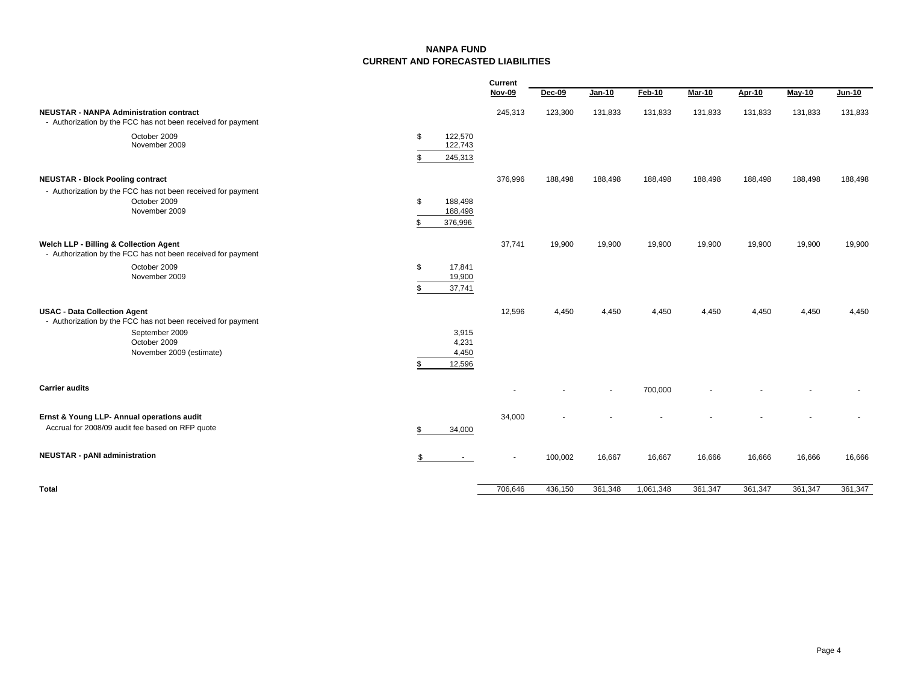# NANPA FUND
## CURRENT AND FORECASTED LIABILITIES

| | | Current Nov-09 | Dec-09 | Jan-10 | Feb-10 | Mar-10 | Apr-10 | May-10 | Jun-10 |
|---|---|---|---|---|---|---|---|---|---|
| **NEUSTAR - NANPA Administration contract** | | 245,313 | 123,300 | 131,833 | 131,833 | 131,833 | 131,833 | 131,833 | 131,833 |
| - Authorization by the FCC has not been received for payment | | | | | | | | | |
| October 2009 | $ 122,570 | | | | | | | | |
| November 2009 | 122,743 | | | | | | | | |
| | $ 245,313 | | | | | | | | |
| **NEUSTAR - Block Pooling contract** | | 376,996 | 188,498 | 188,498 | 188,498 | 188,498 | 188,498 | 188,498 | 188,498 |
| - Authorization by the FCC has not been received for payment | | | | | | | | | |
| October 2009 | $ 188,498 | | | | | | | | |
| November 2009 | 188,498 | | | | | | | | |
| | $ 376,996 | | | | | | | | |
| **Welch LLP - Billing & Collection Agent** | | 37,741 | 19,900 | 19,900 | 19,900 | 19,900 | 19,900 | 19,900 | 19,900 |
| - Authorization by the FCC has not been received for payment | | | | | | | | | |
| October 2009 | $ 17,841 | | | | | | | | |
| November 2009 | 19,900 | | | | | | | | |
| | $ 37,741 | | | | | | | | |
| **USAC - Data Collection Agent** | | 12,596 | 4,450 | 4,450 | 4,450 | 4,450 | 4,450 | 4,450 | 4,450 |
| - Authorization by the FCC has not been received for payment | | | | | | | | | |
| September 2009 | 3,915 | | | | | | | | |
| October 2009 | 4,231 | | | | | | | | |
| November 2009 (estimate) | 4,450 | | | | | | | | |
| | $ 12,596 | | | | | | | | |
| **Carrier audits** | | - | - | - | 700,000 | - | - | - | - |
| **Ernst & Young LLP- Annual operations audit** | | 34,000 | - | - | - | - | - | - | - |
| Accrual for 2008/09 audit fee based on RFP quote | $ 34,000 | | | | | | | | |
| **NEUSTAR - pANI administration** | $ - | - | 100,002 | 16,667 | 16,667 | 16,666 | 16,666 | 16,666 | 16,666 |
| **Total** | | 706,646 | 436,150 | 361,348 | 1,061,348 | 361,347 | 361,347 | 361,347 | 361,347 |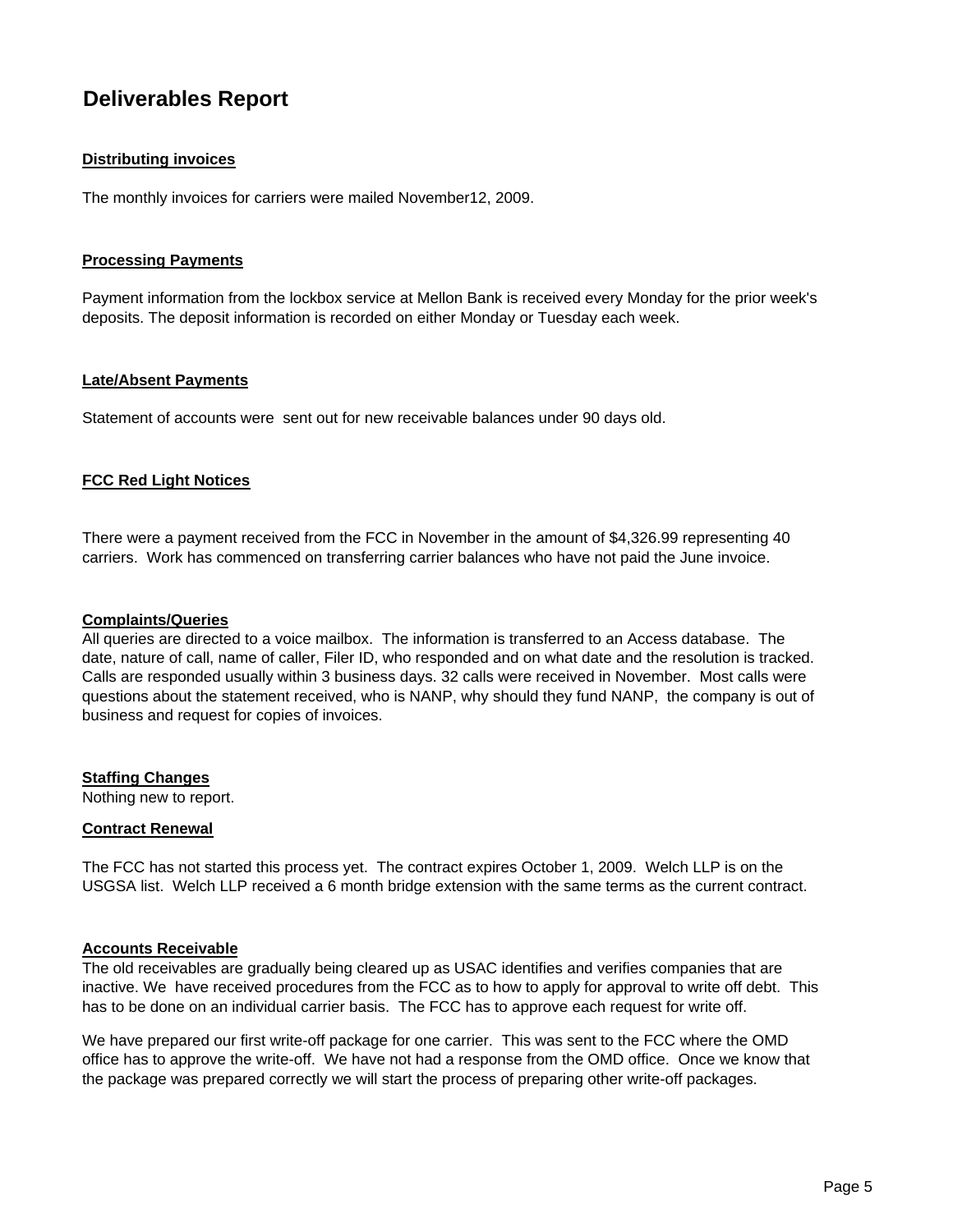# Deliverables Report

**Distributing invoices**

The monthly invoices for carriers were mailed November12, 2009.

**Processing Payments**

Payment information from the lockbox service at Mellon Bank is received every Monday for the prior week's deposits. The deposit information is recorded on either Monday or Tuesday each week.

**Late/Absent Payments**

Statement of accounts were sent out for new receivable balances under 90 days old.

**FCC Red Light Notices**

There were a payment received from the FCC in November in the amount of $4,326.99 representing 40 carriers. Work has commenced on transferring carrier balances who have not paid the June invoice.

**Complaints/Queries**

All queries are directed to a voice mailbox. The information is transferred to an Access database. The date, nature of call, name of caller, Filer ID, who responded and on what date and the resolution is tracked. Calls are responded usually within 3 business days. 32 calls were received in November. Most calls were questions about the statement received, who is NANP, why should they fund NANP, the company is out of business and request for copies of invoices.

**Staffing Changes**

Nothing new to report.

**Contract Renewal**

The FCC has not started this process yet. The contract expires October 1, 2009. Welch LLP is on the USGSA list. Welch LLP received a 6 month bridge extension with the same terms as the current contract.

**Accounts Receivable**

The old receivables are gradually being cleared up as USAC identifies and verifies companies that are inactive. We have received procedures from the FCC as to how to apply for approval to write off debt. This has to be done on an individual carrier basis. The FCC has to approve each request for write off.

We have prepared our first write-off package for one carrier. This was sent to the FCC where the OMD office has to approve the write-off. We have not had a response from the OMD office. Once we know that the package was prepared correctly we will start the process of preparing other write-off packages.